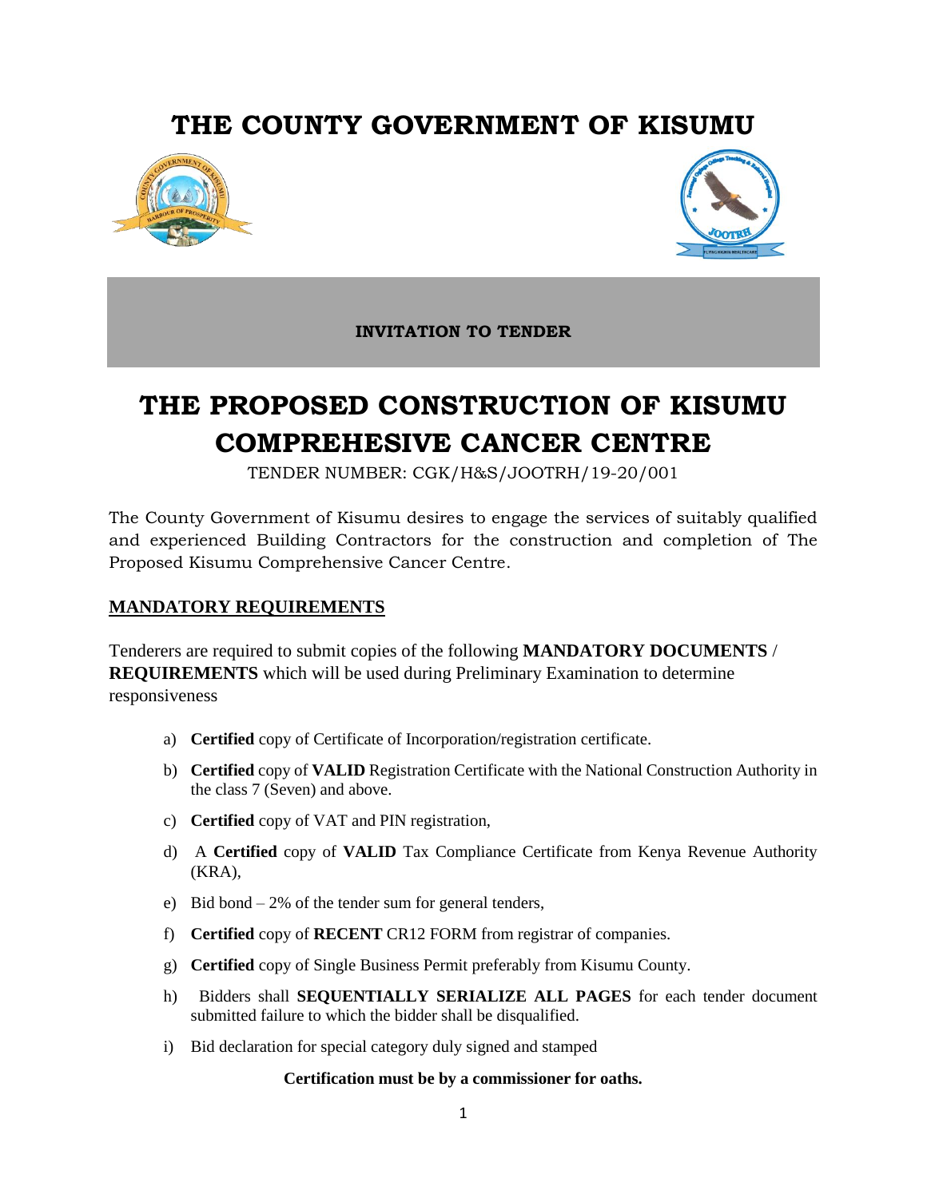# THE COUNTY GOVERNMENT OF KISUMU

**INVITATION TO TENDER**

# THE PROPOSED CONSTRUCTION OF KISUMU COMPREHESIVE CANCER CENTRE

TENDER NUMBER: CGK/H&S/JOOTRH/19-20/001

The County Government of Kisumu desires to engage the services of suitably qualified and experienced Building Contractors for the construction and completion of The Proposed Kisumu Comprehensive Cancer Centre.

## MANDATORY REQUIREMENTS

Tenderers are required to submit copies of the following **MANDATORY DOCUMENTS / REQUIREMENTS** which will be used during Preliminary Examination to determine responsiveness

a) **Certified** copy of Certificate of Incorporation/registration certificate.

b) **Certified** copy of **VALID** Registration Certificate with the National Construction Authority in the class 7 (Seven) and above.

c) **Certified** copy of VAT and PIN registration,

d) A **Certified** copy of **VALID** Tax Compliance Certificate from Kenya Revenue Authority (KRA),

e) Bid bond – 2% of the tender sum for general tenders,

f) **Certified** copy of **RECENT** CR12 FORM from registrar of companies.

g) **Certified** copy of Single Business Permit preferably from Kisumu County.

h) Bidders shall **SEQUENTIALLY SERIALIZE ALL PAGES** for each tender document submitted failure to which the bidder shall be disqualified.

i) Bid declaration for special category duly signed and stamped

**Certification must be by a commissioner for oaths.**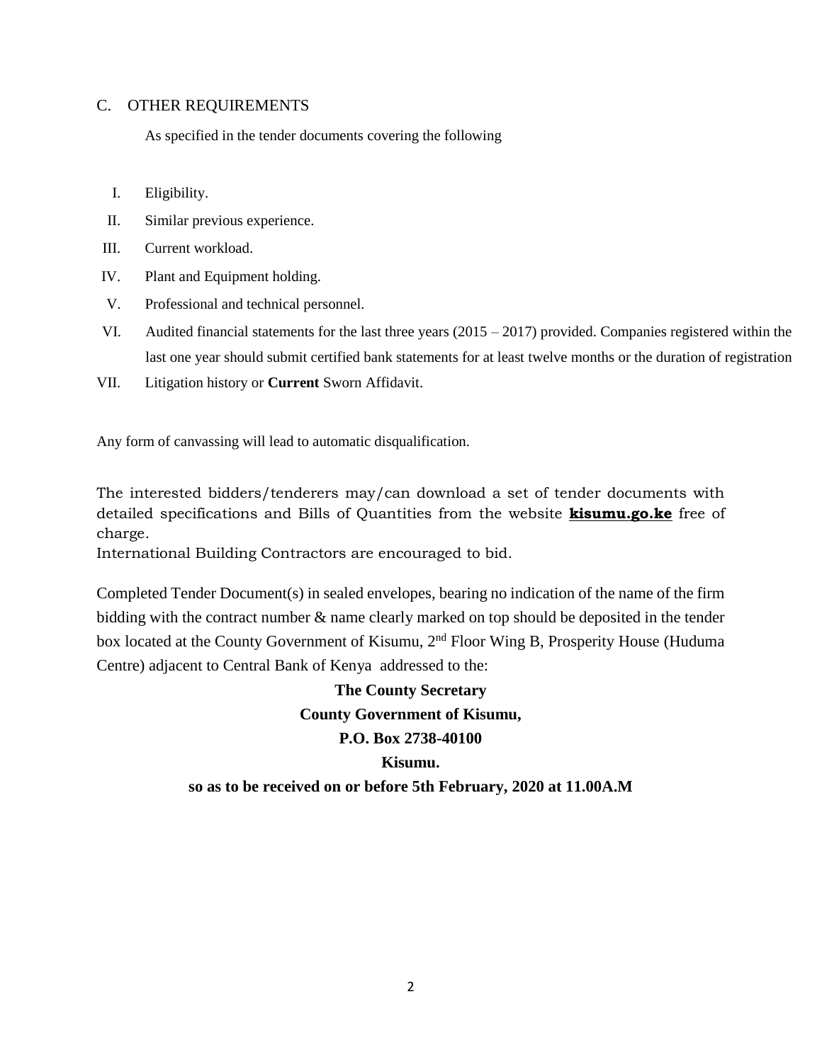## C. OTHER REQUIREMENTS

As specified in the tender documents covering the following

I. Eligibility.

II. Similar previous experience.

III. Current workload.

IV. Plant and Equipment holding.

V. Professional and technical personnel.

VI. Audited financial statements for the last three years (2015 – 2017) provided. Companies registered within the last one year should submit certified bank statements for at least twelve months or the duration of registration

VII. Litigation history or **Current** Sworn Affidavit.

Any form of canvassing will lead to automatic disqualification.

The interested bidders/tenderers may/can download a set of tender documents with detailed specifications and Bills of Quantities from the website **kisumu.go.ke** free of charge.
International Building Contractors are encouraged to bid.

Completed Tender Document(s) in sealed envelopes, bearing no indication of the name of the firm bidding with the contract number & name clearly marked on top should be deposited in the tender box located at the County Government of Kisumu, 2nd Floor Wing B, Prosperity House (Huduma Centre) adjacent to Central Bank of Kenya addressed to the:

**The County Secretary**
**County Government of Kisumu,**
**P.O. Box 2738-40100**
**Kisumu.**
**so as to be received on or before 5th February, 2020 at 11.00A.M**